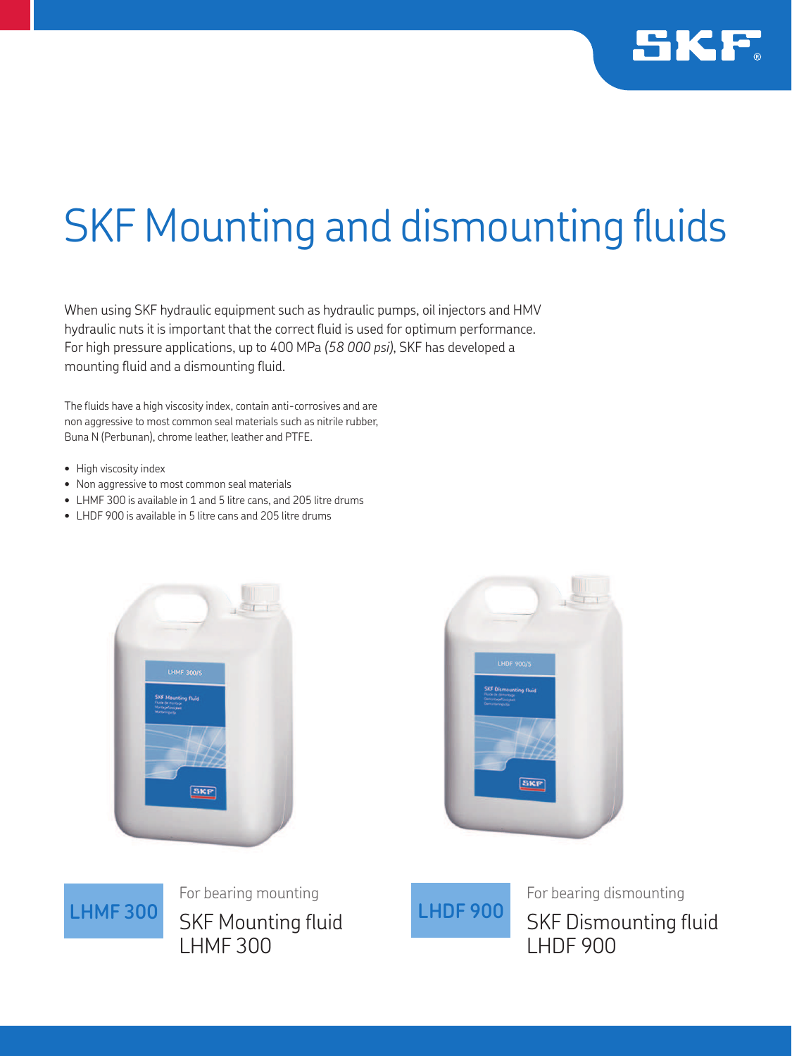# SKF Mounting and dismounting fluids

When using SKF hydraulic equipment such as hydraulic pumps, oil injectors and HMV hydraulic nuts it is important that the correct fluid is used for optimum performance. For high pressure applications, up to 400 MPa *(58 000 psi)*, SKF has developed a mounting fluid and a dismounting fluid.

The fluids have a high viscosity index, contain anti-corrosives and are non aggressive to most common seal materials such as nitrile rubber, Buna N (Perbunan), chrome leather, leather and PTFE.

- High viscosity index
- Non aggressive to most common seal materials
- LHMF 300 is available in 1 and 5 litre cans, and 205 litre drums
- LHDF 900 is available in 5 litre cans and 205 litre drums

**LHMF 300**

For bearing mounting

SKF Mounting fluid LHMF 300

**LHDF 900**

For bearing dismounting

SKF Dismounting fluid LHDF 900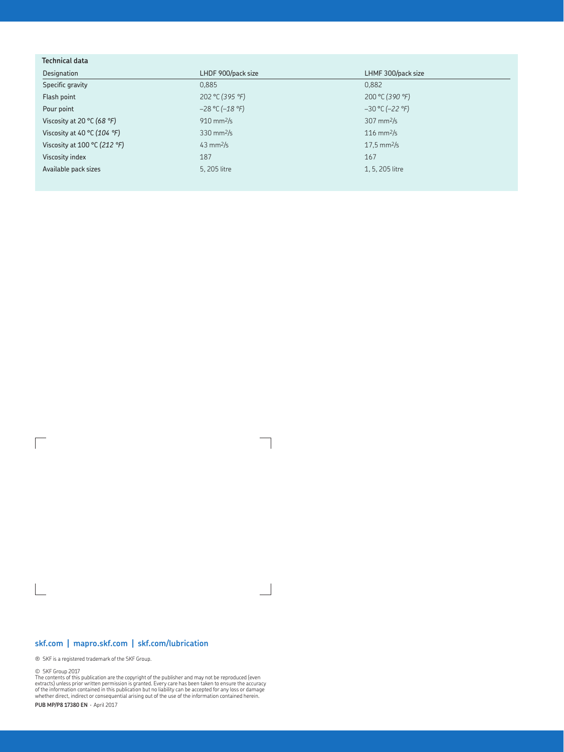**Technical data**

| Designation | LHDF 900/pack size | LHMF 300/pack size |
|---|---|---|
| Specific gravity | 0,885 | 0,882 |
| Flash point | 202 °C *(395 °F)* | 200 °C *(390 °F)* |
| Pour point | –28 °C *(–18 °F)* | –30 °C *(–22 °F)* |
| Viscosity at 20 °C *(68 °F)* | 910 $mm^2/s$ | 307 $mm^2/s$ |
| Viscosity at 40 °C *(104 °F)* | 330 $mm^2/s$ | 116 $mm^2/s$ |
| Viscosity at 100 °C *(212 °F)* | 43 $mm^2/s$ | 17,5 $mm^2/s$ |
| Viscosity index | 187 | 167 |
| Available pack sizes | 5, 205 litre | 1, 5, 205 litre |

**skf.com | mapro.skf.com | skf.com/lubrication**

® SKF is a registered trademark of the SKF Group.

© SKF Group 2017
The contents of this publication are the copyright of the publisher and may not be reproduced (even extracts) unless prior written permission is granted. Every care has been taken to ensure the accuracy of the information contained in this publication but no liability can be accepted for any loss or damage whether direct, indirect or consequential arising out of the use of the information contained herein.

**PUB MP/P8 17380 EN** · April 2017